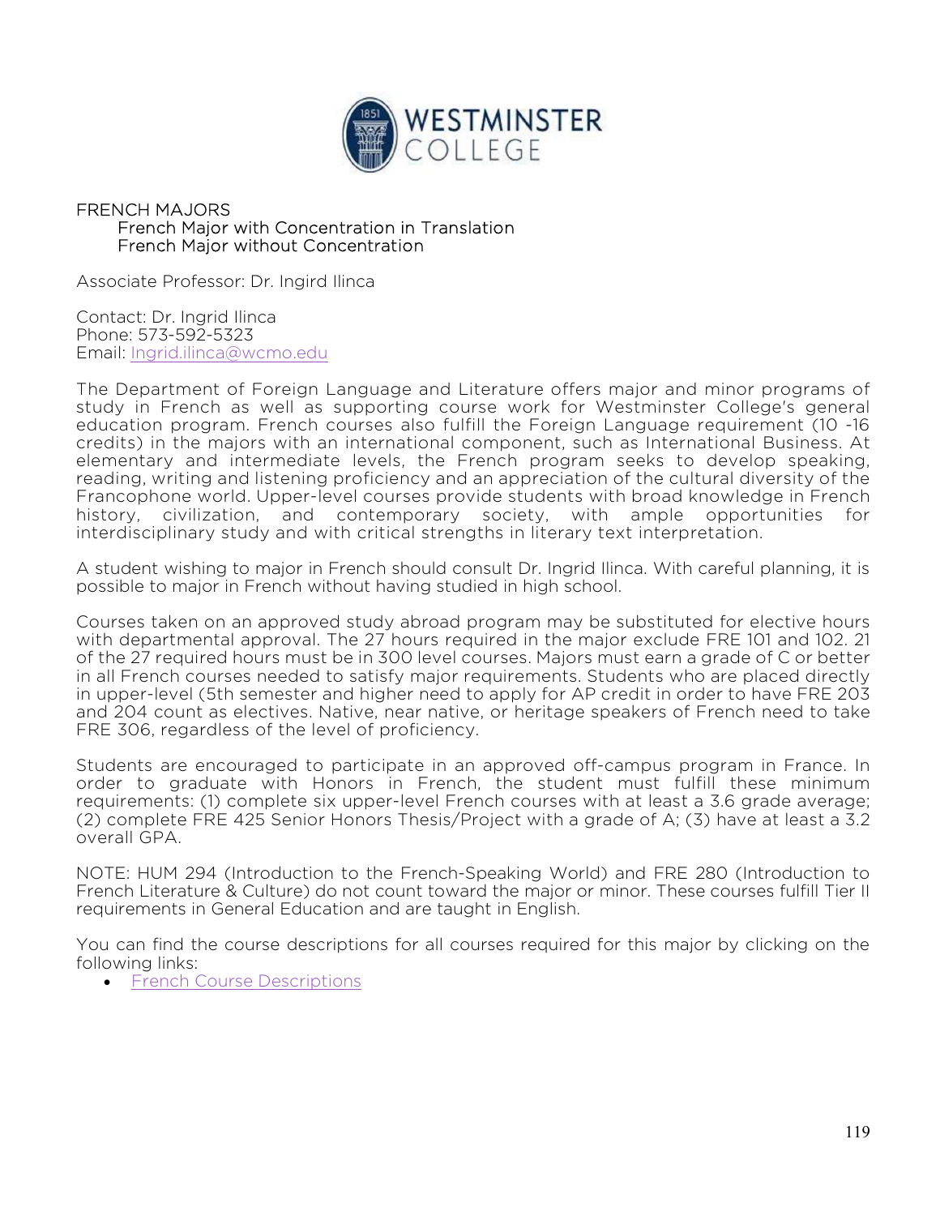FRENCH MAJORS

French Major with Concentration in Translation

French Major without Concentration

Associate Professor: Dr. Ingird Ilinca

Contact: Dr. Ingrid Ilinca
Phone: 573-592-5323
Email: Ingrid.ilinca@wcmo.edu

The Department of Foreign Language and Literature offers major and minor programs of study in French as well as supporting course work for Westminster College's general education program. French courses also fulfill the Foreign Language requirement (10 -16 credits) in the majors with an international component, such as International Business. At elementary and intermediate levels, the French program seeks to develop speaking, reading, writing and listening proficiency and an appreciation of the cultural diversity of the Francophone world. Upper-level courses provide students with broad knowledge in French history, civilization, and contemporary society, with ample opportunities for interdisciplinary study and with critical strengths in literary text interpretation.

A student wishing to major in French should consult Dr. Ingrid Ilinca. With careful planning, it is possible to major in French without having studied in high school.

Courses taken on an approved study abroad program may be substituted for elective hours with departmental approval. The 27 hours required in the major exclude FRE 101 and 102. 21 of the 27 required hours must be in 300 level courses. Majors must earn a grade of C or better in all French courses needed to satisfy major requirements. Students who are placed directly in upper-level (5th semester and higher need to apply for AP credit in order to have FRE 203 and 204 count as electives. Native, near native, or heritage speakers of French need to take FRE 306, regardless of the level of proficiency.

Students are encouraged to participate in an approved off-campus program in France. In order to graduate with Honors in French, the student must fulfill these minimum requirements: (1) complete six upper-level French courses with at least a 3.6 grade average; (2) complete FRE 425 Senior Honors Thesis/Project with a grade of A; (3) have at least a 3.2 overall GPA.

NOTE: HUM 294 (Introduction to the French-Speaking World) and FRE 280 (Introduction to French Literature & Culture) do not count toward the major or minor. These courses fulfill Tier II requirements in General Education and are taught in English.

You can find the course descriptions for all courses required for this major by clicking on the following links:

- French Course Descriptions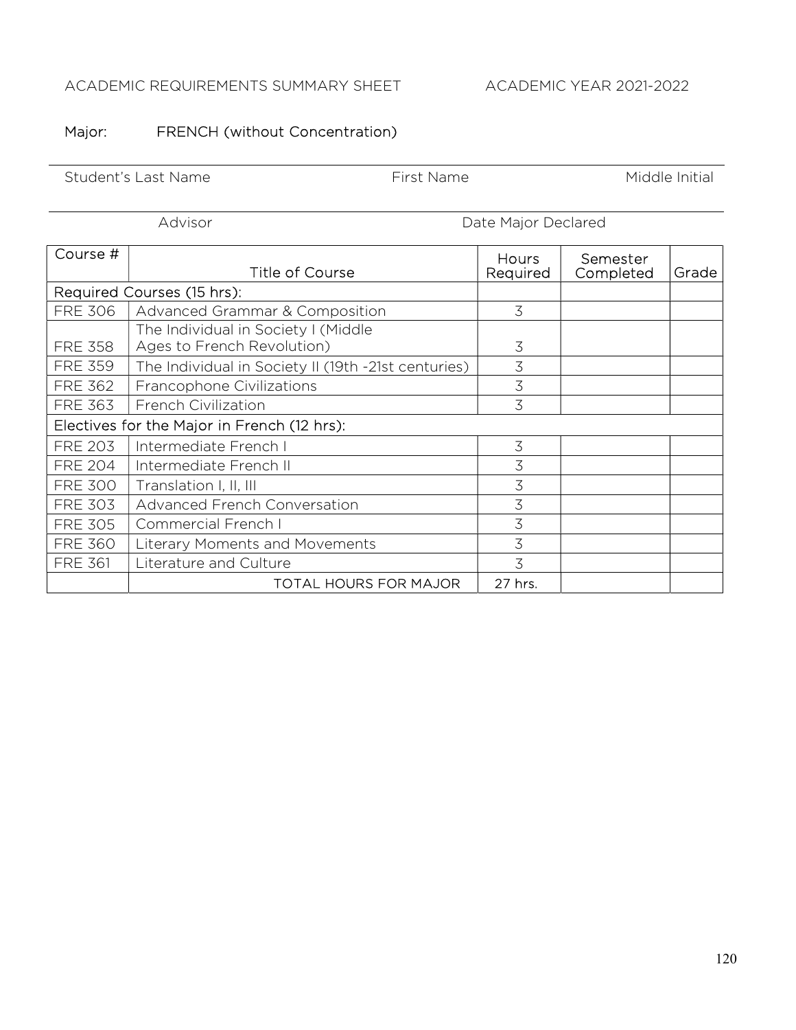ACADEMIC REQUIREMENTS SUMMARY SHEET ACADEMIC YEAR 2021-2022

Major: FRENCH (without Concentration)

Student's Last Name First Name Middle Initial

Advisor Date Major Declared

| Course # | Title of Course | Hours Required | Semester Completed | Grade |
|---|---|---|---|---|
| Required Courses (15 hrs): | | | | |
| FRE 306 | Advanced Grammar & Composition | 3 | | |
| FRE 358 | The Individual in Society I (Middle Ages to French Revolution) | 3 | | |
| FRE 359 | The Individual in Society II (19th -21st centuries) | 3 | | |
| FRE 362 | Francophone Civilizations | 3 | | |
| FRE 363 | French Civilization | 3 | | |
| Electives for the Major in French (12 hrs): | | | | |
| FRE 203 | Intermediate French I | 3 | | |
| FRE 204 | Intermediate French II | 3 | | |
| FRE 300 | Translation I, II, III | 3 | | |
| FRE 303 | Advanced French Conversation | 3 | | |
| FRE 305 | Commercial French I | 3 | | |
| FRE 360 | Literary Moments and Movements | 3 | | |
| FRE 361 | Literature and Culture | 3 | | |
| | TOTAL HOURS FOR MAJOR | 27 hrs. | | |